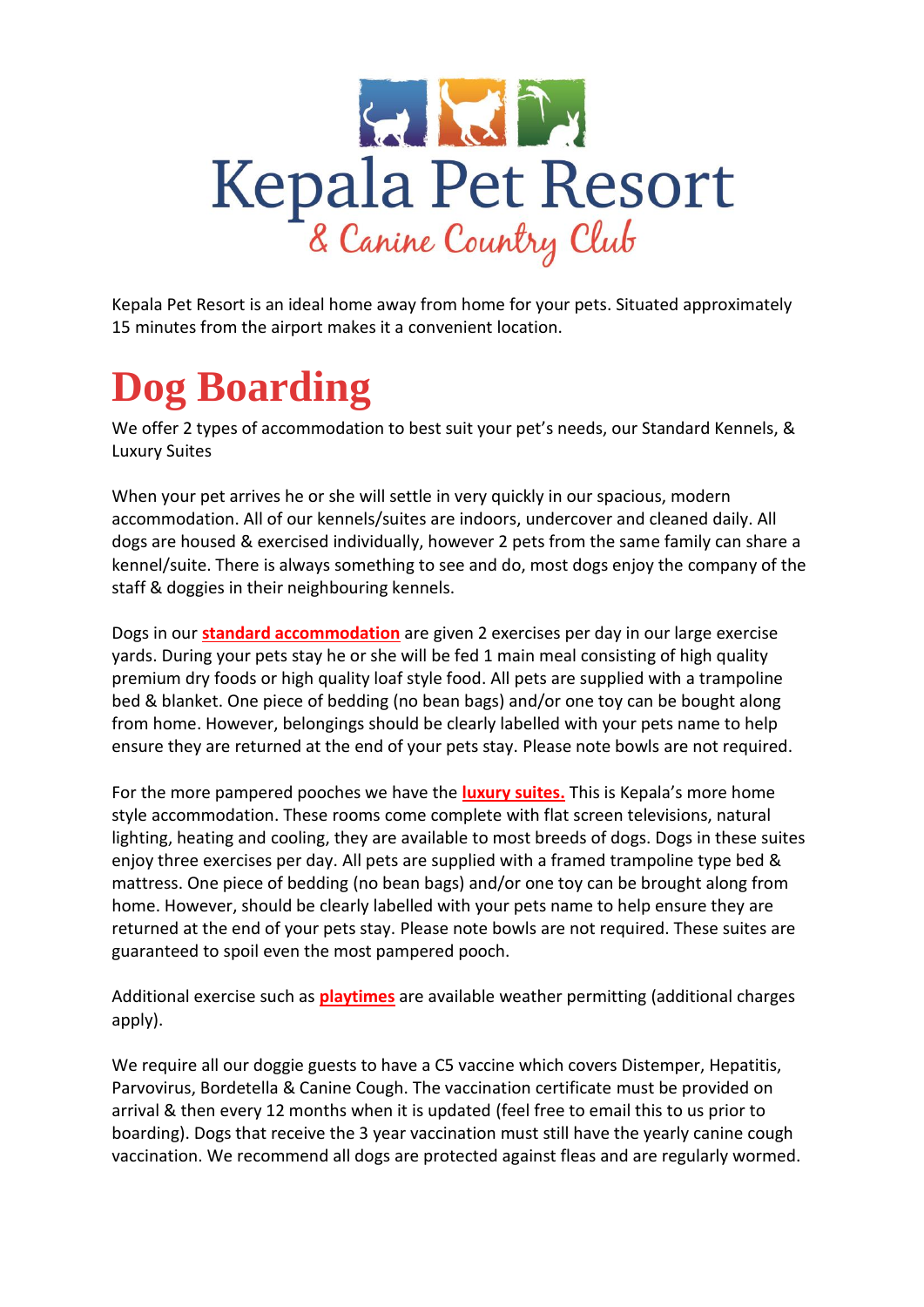# Kepala Pet Resort

## & Canine Country Club

Kepala Pet Resort is an ideal home away from home for your pets. Situated approximately 15 minutes from the airport makes it a convenient location.

# Dog Boarding

We offer 2 types of accommodation to best suit your pet's needs, our Standard Kennels, & Luxury Suites

When your pet arrives he or she will settle in very quickly in our spacious, modern accommodation. All of our kennels/suites are indoors, undercover and cleaned daily. All dogs are housed & exercised individually, however 2 pets from the same family can share a kennel/suite. There is always something to see and do, most dogs enjoy the company of the staff & doggies in their neighbouring kennels.

Dogs in our **standard accommodation** are given 2 exercises per day in our large exercise yards. During your pets stay he or she will be fed 1 main meal consisting of high quality premium dry foods or high quality loaf style food. All pets are supplied with a trampoline bed & blanket. One piece of bedding (no bean bags) and/or one toy can be bought along from home. However, belongings should be clearly labelled with your pets name to help ensure they are returned at the end of your pets stay. Please note bowls are not required.

For the more pampered pooches we have the **luxury suites.** This is Kepala's more home style accommodation. These rooms come complete with flat screen televisions, natural lighting, heating and cooling, they are available to most breeds of dogs. Dogs in these suites enjoy three exercises per day. All pets are supplied with a framed trampoline type bed & mattress. One piece of bedding (no bean bags) and/or one toy can be brought along from home. However, should be clearly labelled with your pets name to help ensure they are returned at the end of your pets stay. Please note bowls are not required. These suites are guaranteed to spoil even the most pampered pooch.

Additional exercise such as **playtimes** are available weather permitting (additional charges apply).

We require all our doggie guests to have a C5 vaccine which covers Distemper, Hepatitis, Parvovirus, Bordetella & Canine Cough. The vaccination certificate must be provided on arrival & then every 12 months when it is updated (feel free to email this to us prior to boarding). Dogs that receive the 3 year vaccination must still have the yearly canine cough vaccination. We recommend all dogs are protected against fleas and are regularly wormed.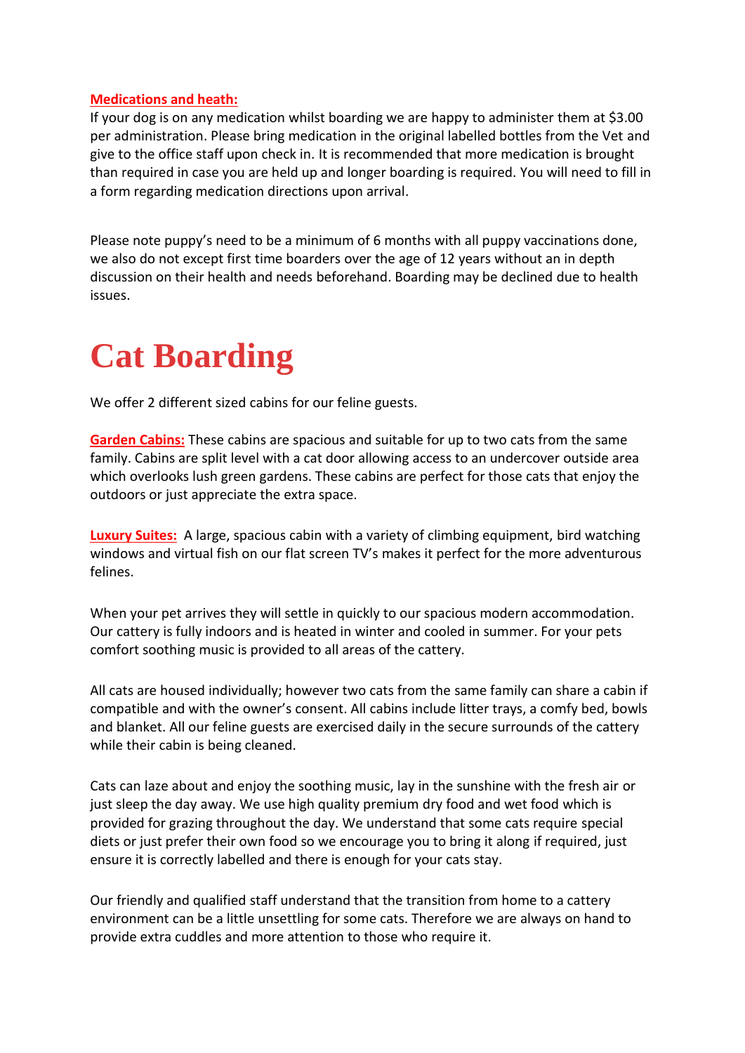**Medications and heath:**
If your dog is on any medication whilst boarding we are happy to administer them at $3.00 per administration. Please bring medication in the original labelled bottles from the Vet and give to the office staff upon check in. It is recommended that more medication is brought than required in case you are held up and longer boarding is required. You will need to fill in a form regarding medication directions upon arrival.

Please note puppy's need to be a minimum of 6 months with all puppy vaccinations done, we also do not except first time boarders over the age of 12 years without an in depth discussion on their health and needs beforehand. Boarding may be declined due to health issues.

# Cat Boarding

We offer 2 different sized cabins for our feline guests.

**Garden Cabins:** These cabins are spacious and suitable for up to two cats from the same family. Cabins are split level with a cat door allowing access to an undercover outside area which overlooks lush green gardens. These cabins are perfect for those cats that enjoy the outdoors or just appreciate the extra space.

**Luxury Suites:** A large, spacious cabin with a variety of climbing equipment, bird watching windows and virtual fish on our flat screen TV's makes it perfect for the more adventurous felines.

When your pet arrives they will settle in quickly to our spacious modern accommodation. Our cattery is fully indoors and is heated in winter and cooled in summer. For your pets comfort soothing music is provided to all areas of the cattery.

All cats are housed individually; however two cats from the same family can share a cabin if compatible and with the owner's consent. All cabins include litter trays, a comfy bed, bowls and blanket. All our feline guests are exercised daily in the secure surrounds of the cattery while their cabin is being cleaned.

Cats can laze about and enjoy the soothing music, lay in the sunshine with the fresh air or just sleep the day away. We use high quality premium dry food and wet food which is provided for grazing throughout the day. We understand that some cats require special diets or just prefer their own food so we encourage you to bring it along if required, just ensure it is correctly labelled and there is enough for your cats stay.

Our friendly and qualified staff understand that the transition from home to a cattery environment can be a little unsettling for some cats. Therefore we are always on hand to provide extra cuddles and more attention to those who require it.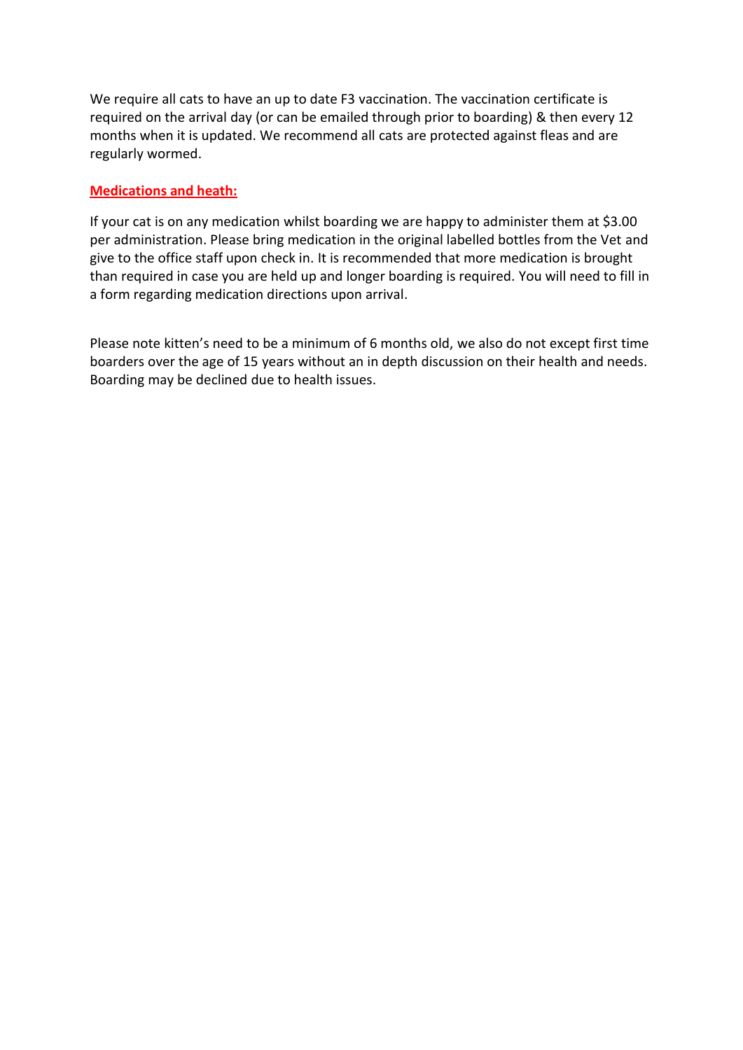We require all cats to have an up to date F3 vaccination. The vaccination certificate is required on the arrival day (or can be emailed through prior to boarding) & then every 12 months when it is updated. We recommend all cats are protected against fleas and are regularly wormed.

**Medications and heath:**

If your cat is on any medication whilst boarding we are happy to administer them at $3.00 per administration. Please bring medication in the original labelled bottles from the Vet and give to the office staff upon check in. It is recommended that more medication is brought than required in case you are held up and longer boarding is required. You will need to fill in a form regarding medication directions upon arrival.

Please note kitten's need to be a minimum of 6 months old, we also do not except first time boarders over the age of 15 years without an in depth discussion on their health and needs. Boarding may be declined due to health issues.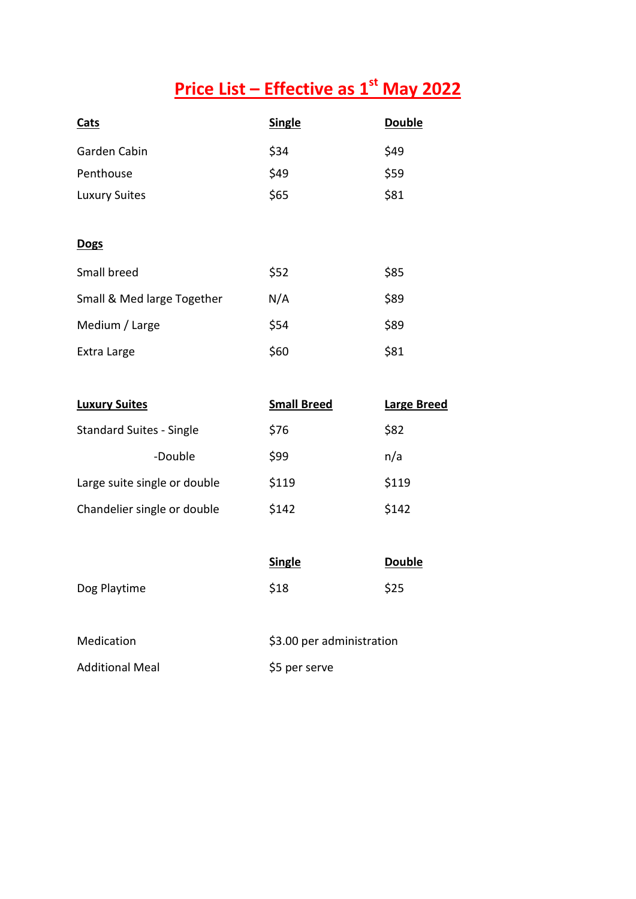# Price List – Effective as 1st May 2022

| Cats | Single | Double |
|---|---|---|
| Garden Cabin | $34 | $49 |
| Penthouse | $49 | $59 |
| Luxury Suites | $65 | $81 |

| Dogs | | |
|---|---|---|
| Small breed | $52 | $85 |
| Small & Med large Together | N/A | $89 |
| Medium / Large | $54 | $89 |
| Extra Large | $60 | $81 |

| Luxury Suites | Small Breed | Large Breed |
|---|---|---|
| Standard Suites - Single | $76 | $82 |
| -Double | $99 | n/a |
| Large suite single or double | $119 | $119 |
| Chandelier single or double | $142 | $142 |

| | Single | Double |
|---|---|---|
| Dog Playtime | $18 | $25 |

Medication — $3.00 per administration

Additional Meal — $5 per serve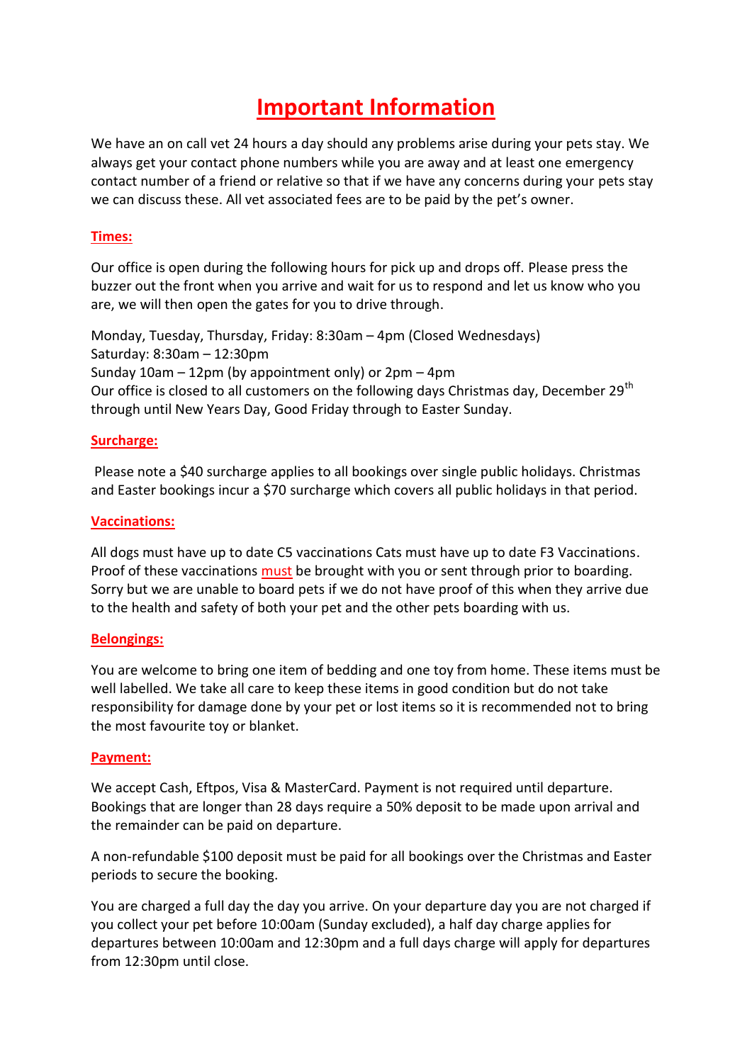# Important Information

We have an on call vet 24 hours a day should any problems arise during your pets stay. We always get your contact phone numbers while you are away and at least one emergency contact number of a friend or relative so that if we have any concerns during your pets stay we can discuss these. All vet associated fees are to be paid by the pet's owner.

## Times:

Our office is open during the following hours for pick up and drops off. Please press the buzzer out the front when you arrive and wait for us to respond and let us know who you are, we will then open the gates for you to drive through.

Monday, Tuesday, Thursday, Friday: 8:30am – 4pm (Closed Wednesdays)
Saturday: 8:30am – 12:30pm
Sunday 10am – 12pm (by appointment only) or 2pm – 4pm
Our office is closed to all customers on the following days Christmas day, December 29th through until New Years Day, Good Friday through to Easter Sunday.

## Surcharge:

Please note a $40 surcharge applies to all bookings over single public holidays. Christmas and Easter bookings incur a $70 surcharge which covers all public holidays in that period.

## Vaccinations:

All dogs must have up to date C5 vaccinations Cats must have up to date F3 Vaccinations. Proof of these vaccinations must be brought with you or sent through prior to boarding. Sorry but we are unable to board pets if we do not have proof of this when they arrive due to the health and safety of both your pet and the other pets boarding with us.

## Belongings:

You are welcome to bring one item of bedding and one toy from home. These items must be well labelled. We take all care to keep these items in good condition but do not take responsibility for damage done by your pet or lost items so it is recommended not to bring the most favourite toy or blanket.

## Payment:

We accept Cash, Eftpos, Visa & MasterCard. Payment is not required until departure. Bookings that are longer than 28 days require a 50% deposit to be made upon arrival and the remainder can be paid on departure.

A non-refundable $100 deposit must be paid for all bookings over the Christmas and Easter periods to secure the booking.

You are charged a full day the day you arrive. On your departure day you are not charged if you collect your pet before 10:00am (Sunday excluded), a half day charge applies for departures between 10:00am and 12:30pm and a full days charge will apply for departures from 12:30pm until close.